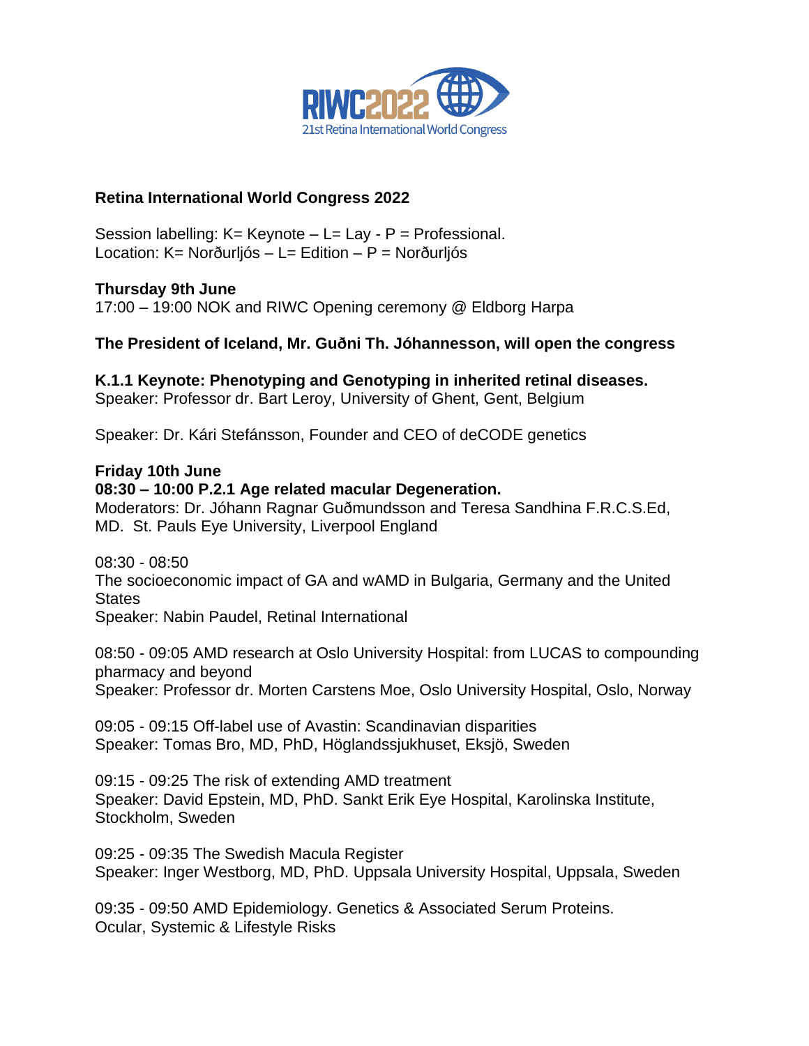RIWC2022
21st Retina International World Congress

**Retina International World Congress 2022**

Session labelling: K= Keynote – L= Lay - P = Professional.
Location: K= Norðurljós – L= Edition – P = Norðurljós

**Thursday 9th June**
17:00 – 19:00 NOK and RIWC Opening ceremony @ Eldborg Harpa

**The President of Iceland, Mr. Guðni Th. Jóhannesson, will open the congress**

**K.1.1 Keynote: Phenotyping and Genotyping in inherited retinal diseases.**
Speaker: Professor dr. Bart Leroy, University of Ghent, Gent, Belgium

Speaker: Dr. Kári Stefánsson, Founder and CEO of deCODE genetics

**Friday 10th June**
**08:30 – 10:00 P.2.1 Age related macular Degeneration.**
Moderators: Dr. Jóhann Ragnar Guðmundsson and Teresa Sandhina F.R.C.S.Ed, MD. St. Pauls Eye University, Liverpool England

08:30 - 08:50
The socioeconomic impact of GA and wAMD in Bulgaria, Germany and the United States
Speaker: Nabin Paudel, Retinal International

08:50 - 09:05 AMD research at Oslo University Hospital: from LUCAS to compounding pharmacy and beyond
Speaker: Professor dr. Morten Carstens Moe, Oslo University Hospital, Oslo, Norway

09:05 - 09:15 Off-label use of Avastin: Scandinavian disparities
Speaker: Tomas Bro, MD, PhD, Höglandssjukhuset, Eksjö, Sweden

09:15 - 09:25 The risk of extending AMD treatment
Speaker: David Epstein, MD, PhD. Sankt Erik Eye Hospital, Karolinska Institute, Stockholm, Sweden

09:25 - 09:35 The Swedish Macula Register
Speaker: Inger Westborg, MD, PhD. Uppsala University Hospital, Uppsala, Sweden

09:35 - 09:50 AMD Epidemiology. Genetics & Associated Serum Proteins.
Ocular, Systemic & Lifestyle Risks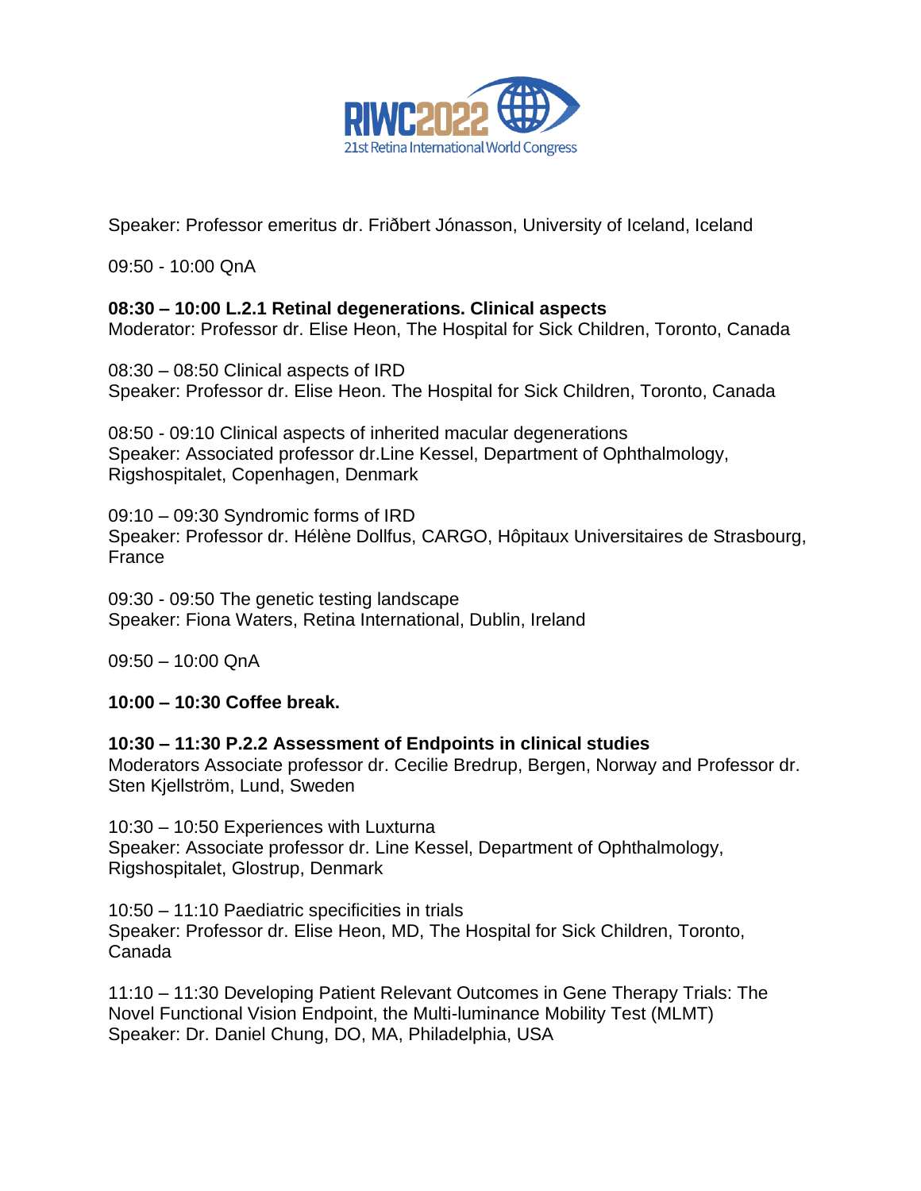Speaker: Professor emeritus dr. Friðbert Jónasson, University of Iceland, Iceland

09:50 - 10:00 QnA

**08:30 – 10:00 L.2.1 Retinal degenerations. Clinical aspects**
Moderator: Professor dr. Elise Heon, The Hospital for Sick Children, Toronto, Canada

08:30 – 08:50 Clinical aspects of IRD
Speaker: Professor dr. Elise Heon. The Hospital for Sick Children, Toronto, Canada

08:50 - 09:10 Clinical aspects of inherited macular degenerations
Speaker: Associated professor dr.Line Kessel, Department of Ophthalmology, Rigshospitalet, Copenhagen, Denmark

09:10 – 09:30 Syndromic forms of IRD
Speaker: Professor dr. Hélène Dollfus, CARGO, Hôpitaux Universitaires de Strasbourg, France

09:30 - 09:50 The genetic testing landscape
Speaker: Fiona Waters, Retina International, Dublin, Ireland

09:50 – 10:00 QnA

**10:00 – 10:30 Coffee break.**

**10:30 – 11:30 P.2.2 Assessment of Endpoints in clinical studies**
Moderators Associate professor dr. Cecilie Bredrup, Bergen, Norway and Professor dr. Sten Kjellström, Lund, Sweden

10:30 – 10:50 Experiences with Luxturna
Speaker: Associate professor dr. Line Kessel, Department of Ophthalmology, Rigshospitalet, Glostrup, Denmark

10:50 – 11:10 Paediatric specificities in trials
Speaker: Professor dr. Elise Heon, MD, The Hospital for Sick Children, Toronto, Canada

11:10 – 11:30 Developing Patient Relevant Outcomes in Gene Therapy Trials: The Novel Functional Vision Endpoint, the Multi-luminance Mobility Test (MLMT)
Speaker: Dr. Daniel Chung, DO, MA, Philadelphia, USA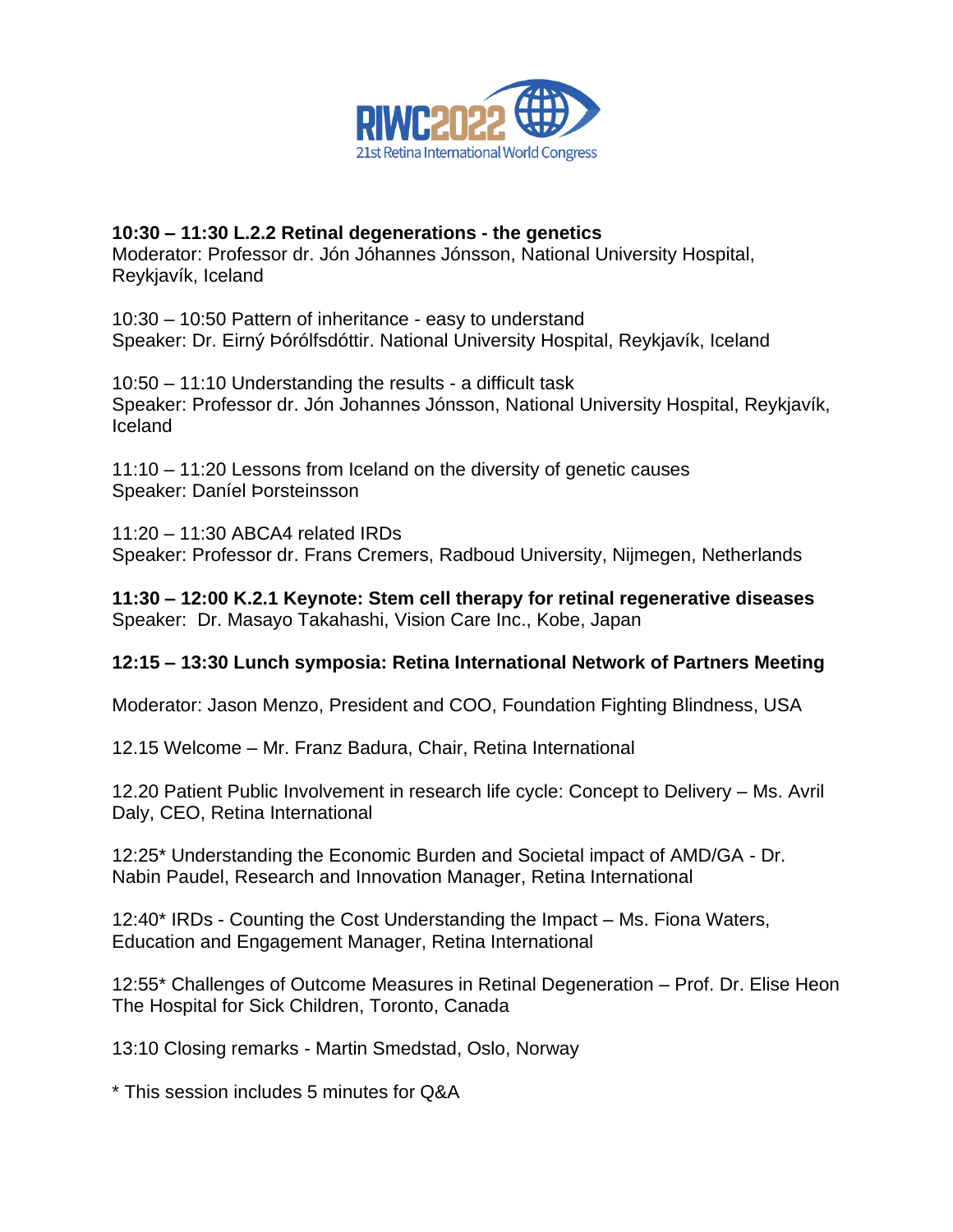**10:30 – 11:30 L.2.2 Retinal degenerations - the genetics**
Moderator: Professor dr. Jón Jóhannes Jónsson, National University Hospital, Reykjavík, Iceland

10:30 – 10:50 Pattern of inheritance - easy to understand
Speaker: Dr. Eirný Þórólfsdóttir. National University Hospital, Reykjavík, Iceland

10:50 – 11:10 Understanding the results - a difficult task
Speaker: Professor dr. Jón Johannes Jónsson, National University Hospital, Reykjavík, Iceland

11:10 – 11:20 Lessons from Iceland on the diversity of genetic causes
Speaker: Daníel Þorsteinsson

11:20 – 11:30 ABCA4 related IRDs
Speaker: Professor dr. Frans Cremers, Radboud University, Nijmegen, Netherlands

**11:30 – 12:00 K.2.1 Keynote: Stem cell therapy for retinal regenerative diseases**
Speaker: Dr. Masayo Takahashi, Vision Care Inc., Kobe, Japan

**12:15 – 13:30 Lunch symposia: Retina International Network of Partners Meeting**

Moderator: Jason Menzo, President and COO, Foundation Fighting Blindness, USA

12.15 Welcome – Mr. Franz Badura, Chair, Retina International

12.20 Patient Public Involvement in research life cycle: Concept to Delivery – Ms. Avril Daly, CEO, Retina International

12:25* Understanding the Economic Burden and Societal impact of AMD/GA - Dr. Nabin Paudel, Research and Innovation Manager, Retina International

12:40* IRDs - Counting the Cost Understanding the Impact – Ms. Fiona Waters, Education and Engagement Manager, Retina International

12:55* Challenges of Outcome Measures in Retinal Degeneration – Prof. Dr. Elise Heon The Hospital for Sick Children, Toronto, Canada

13:10 Closing remarks - Martin Smedstad, Oslo, Norway

* This session includes 5 minutes for Q&A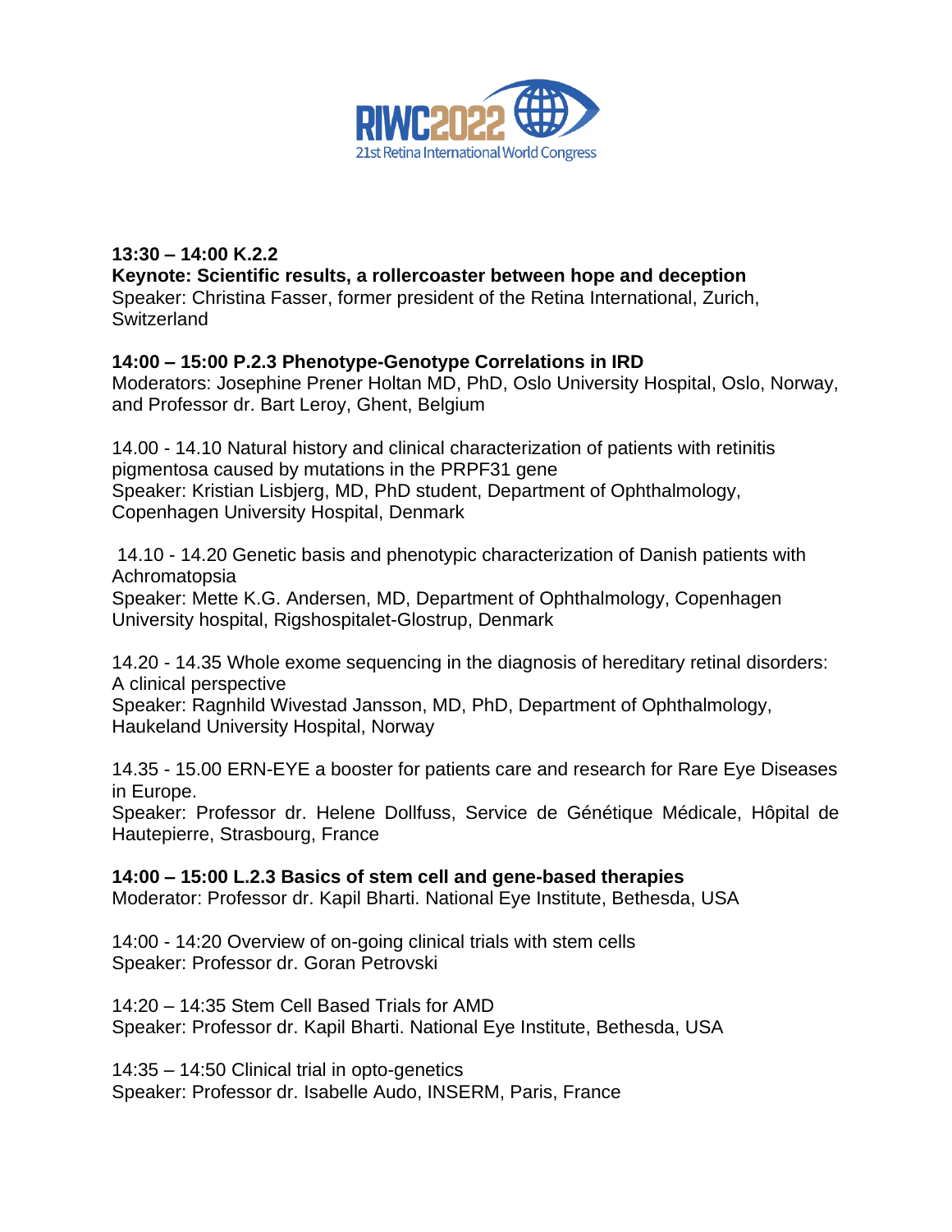**13:30 – 14:00 K.2.2**

**Keynote: Scientific results, a rollercoaster between hope and deception**

Speaker: Christina Fasser, former president of the Retina International, Zurich, Switzerland

**14:00 – 15:00 P.2.3 Phenotype-Genotype Correlations in IRD**

Moderators: Josephine Prener Holtan MD, PhD, Oslo University Hospital, Oslo, Norway, and Professor dr. Bart Leroy, Ghent, Belgium

14.00 - 14.10 Natural history and clinical characterization of patients with retinitis pigmentosa caused by mutations in the PRPF31 gene

Speaker: Kristian Lisbjerg, MD, PhD student, Department of Ophthalmology, Copenhagen University Hospital, Denmark

14.10 - 14.20 Genetic basis and phenotypic characterization of Danish patients with Achromatopsia

Speaker: Mette K.G. Andersen, MD, Department of Ophthalmology, Copenhagen University hospital, Rigshospitalet-Glostrup, Denmark

14.20 - 14.35 Whole exome sequencing in the diagnosis of hereditary retinal disorders: A clinical perspective

Speaker: Ragnhild Wivestad Jansson, MD, PhD, Department of Ophthalmology, Haukeland University Hospital, Norway

14.35 - 15.00 ERN-EYE a booster for patients care and research for Rare Eye Diseases in Europe.

Speaker: Professor dr. Helene Dollfuss, Service de Génétique Médicale, Hôpital de Hautepierre, Strasbourg, France

**14:00 – 15:00 L.2.3 Basics of stem cell and gene-based therapies**

Moderator: Professor dr. Kapil Bharti. National Eye Institute, Bethesda, USA

14:00 - 14:20 Overview of on-going clinical trials with stem cells

Speaker: Professor dr. Goran Petrovski

14:20 – 14:35 Stem Cell Based Trials for AMD

Speaker: Professor dr. Kapil Bharti. National Eye Institute, Bethesda, USA

14:35 – 14:50 Clinical trial in opto-genetics

Speaker: Professor dr. Isabelle Audo, INSERM, Paris, France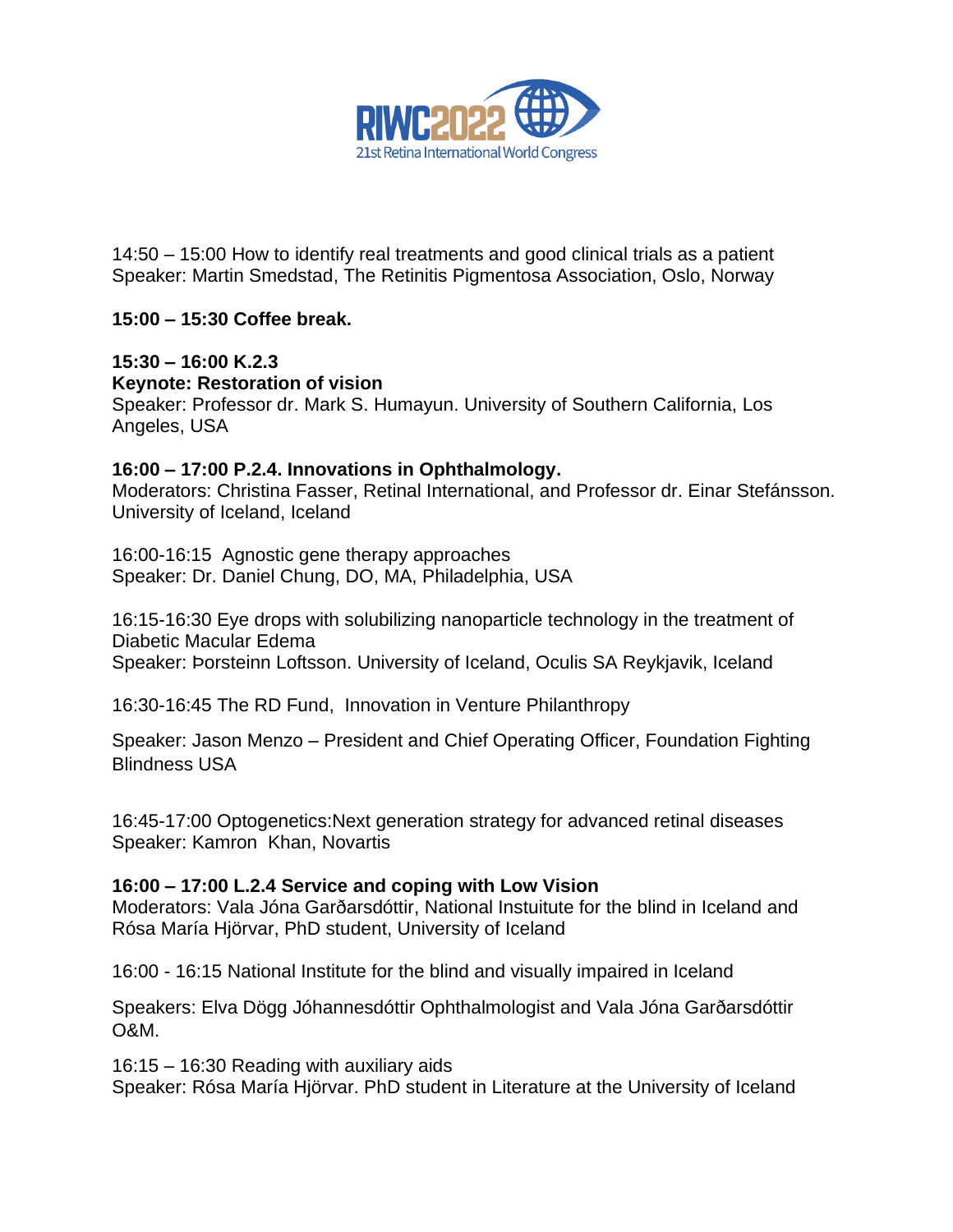14:50 – 15:00 How to identify real treatments and good clinical trials as a patient
Speaker: Martin Smedstad, The Retinitis Pigmentosa Association, Oslo, Norway

**15:00 – 15:30 Coffee break.**

**15:30 – 16:00 K.2.3**
**Keynote: Restoration of vision**
Speaker: Professor dr. Mark S. Humayun. University of Southern California, Los Angeles, USA

**16:00 – 17:00 P.2.4. Innovations in Ophthalmology.**
Moderators: Christina Fasser, Retinal International, and Professor dr. Einar Stefánsson. University of Iceland, Iceland

16:00-16:15 Agnostic gene therapy approaches
Speaker: Dr. Daniel Chung, DO, MA, Philadelphia, USA

16:15-16:30 Eye drops with solubilizing nanoparticle technology in the treatment of Diabetic Macular Edema
Speaker: Þorsteinn Loftsson. University of Iceland, Oculis SA Reykjavik, Iceland

16:30-16:45 The RD Fund, Innovation in Venture Philanthropy

Speaker: Jason Menzo – President and Chief Operating Officer, Foundation Fighting Blindness USA

16:45-17:00 Optogenetics:Next generation strategy for advanced retinal diseases
Speaker: Kamron Khan, Novartis

**16:00 – 17:00 L.2.4 Service and coping with Low Vision**
Moderators: Vala Jóna Garðarsdóttir, National Insuitute for the blind in Iceland and Rósa María Hjörvar, PhD student, University of Iceland

16:00 - 16:15 National Institute for the blind and visually impaired in Iceland

Speakers: Elva Dögg Jóhannesdóttir Ophthalmologist and Vala Jóna Garðarsdóttir O&M.

16:15 – 16:30 Reading with auxiliary aids
Speaker: Rósa María Hjörvar. PhD student in Literature at the University of Iceland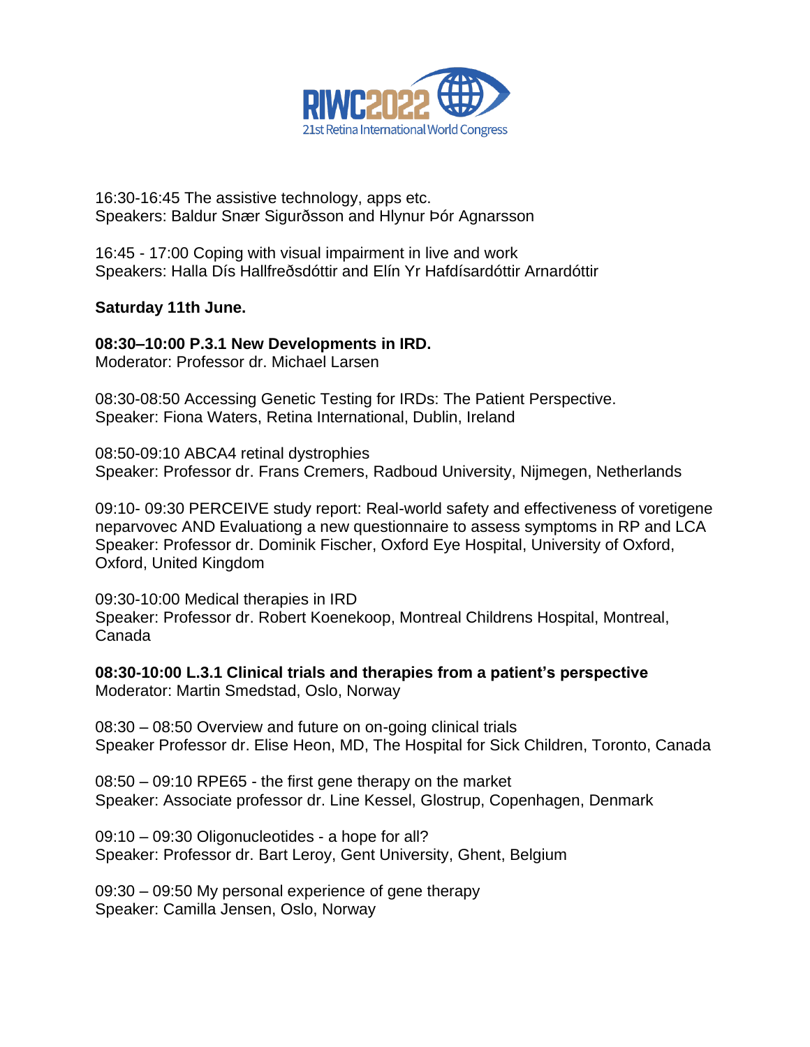16:30-16:45 The assistive technology, apps etc.
Speakers: Baldur Snær Sigurðsson and Hlynur Þór Agnarsson

16:45 - 17:00 Coping with visual impairment in live and work
Speakers: Halla Dís Hallfreðsdóttir and Elín Yr Hafdísardóttir Arnardóttir

**Saturday 11th June.**

**08:30–10:00 P.3.1 New Developments in IRD.**
Moderator: Professor dr. Michael Larsen

08:30-08:50 Accessing Genetic Testing for IRDs: The Patient Perspective.
Speaker: Fiona Waters, Retina International, Dublin, Ireland

08:50-09:10 ABCA4 retinal dystrophies
Speaker: Professor dr. Frans Cremers, Radboud University, Nijmegen, Netherlands

09:10- 09:30 PERCEIVE study report: Real-world safety and effectiveness of voretigene neparvovec AND Evaluationg a new questionnaire to assess symptoms in RP and LCA
Speaker: Professor dr. Dominik Fischer, Oxford Eye Hospital, University of Oxford, Oxford, United Kingdom

09:30-10:00 Medical therapies in IRD
Speaker: Professor dr. Robert Koenekoop, Montreal Childrens Hospital, Montreal, Canada

**08:30-10:00 L.3.1 Clinical trials and therapies from a patient's perspective**
Moderator: Martin Smedstad, Oslo, Norway

08:30 – 08:50 Overview and future on on-going clinical trials
Speaker Professor dr. Elise Heon, MD, The Hospital for Sick Children, Toronto, Canada

08:50 – 09:10 RPE65 - the first gene therapy on the market
Speaker: Associate professor dr. Line Kessel, Glostrup, Copenhagen, Denmark

09:10 – 09:30 Oligonucleotides - a hope for all?
Speaker: Professor dr. Bart Leroy, Gent University, Ghent, Belgium

09:30 – 09:50 My personal experience of gene therapy
Speaker: Camilla Jensen, Oslo, Norway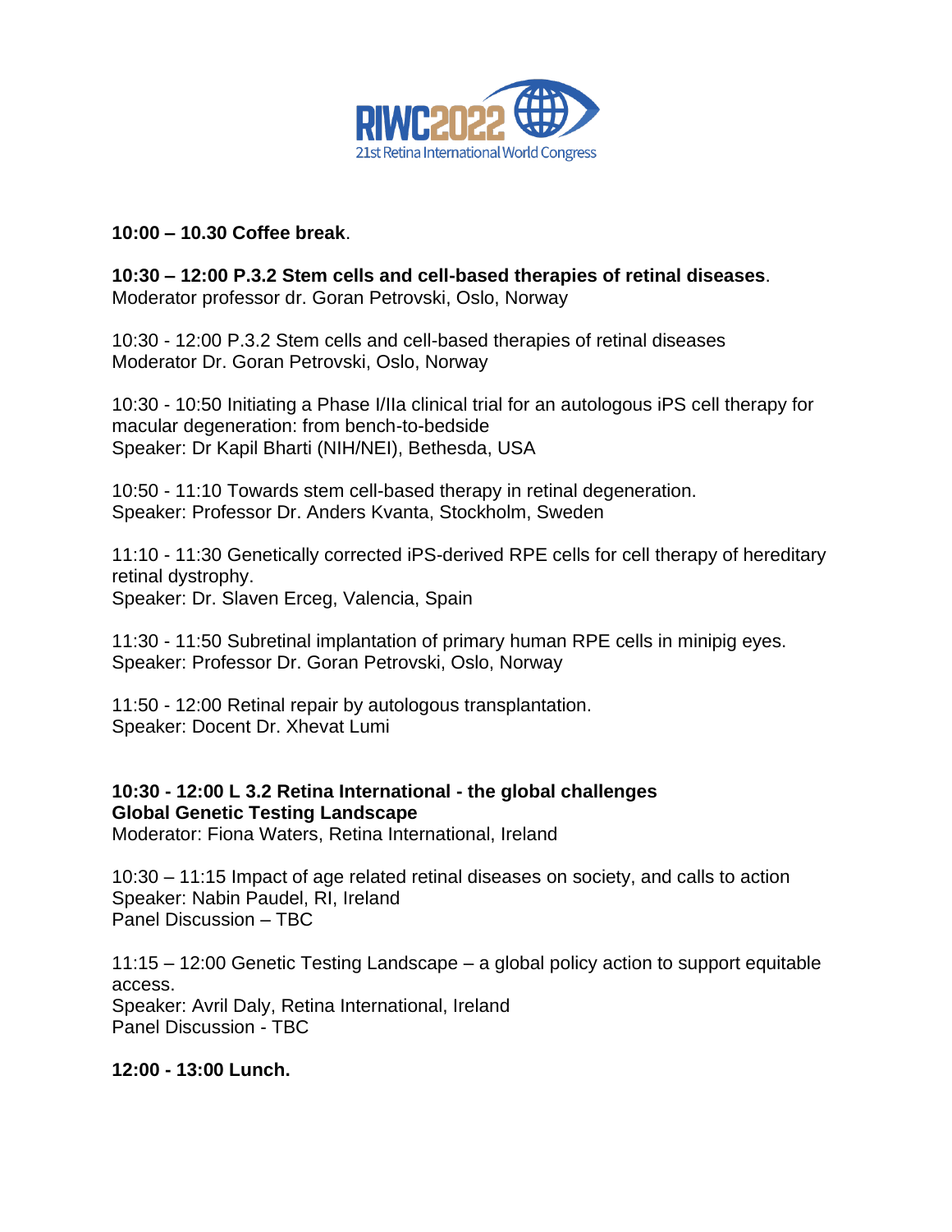**10:00 – 10.30 Coffee break**.

**10:30 – 12:00 P.3.2 Stem cells and cell-based therapies of retinal diseases**.
Moderator professor dr. Goran Petrovski, Oslo, Norway

10:30 - 12:00 P.3.2 Stem cells and cell-based therapies of retinal diseases
Moderator Dr. Goran Petrovski, Oslo, Norway

10:30 - 10:50 Initiating a Phase I/IIa clinical trial for an autologous iPS cell therapy for macular degeneration: from bench-to-bedside
Speaker: Dr Kapil Bharti (NIH/NEI), Bethesda, USA

10:50 - 11:10 Towards stem cell-based therapy in retinal degeneration.
Speaker: Professor Dr. Anders Kvanta, Stockholm, Sweden

11:10 - 11:30 Genetically corrected iPS-derived RPE cells for cell therapy of hereditary retinal dystrophy.
Speaker: Dr. Slaven Erceg, Valencia, Spain

11:30 - 11:50 Subretinal implantation of primary human RPE cells in minipig eyes.
Speaker: Professor Dr. Goran Petrovski, Oslo, Norway

11:50 - 12:00 Retinal repair by autologous transplantation.
Speaker: Docent Dr. Xhevat Lumi

**10:30 - 12:00 L 3.2 Retina International - the global challenges**
**Global Genetic Testing Landscape**
Moderator: Fiona Waters, Retina International, Ireland

10:30 – 11:15 Impact of age related retinal diseases on society, and calls to action
Speaker: Nabin Paudel, RI, Ireland
Panel Discussion – TBC

11:15 – 12:00 Genetic Testing Landscape – a global policy action to support equitable access.
Speaker: Avril Daly, Retina International, Ireland
Panel Discussion - TBC

**12:00 - 13:00 Lunch.**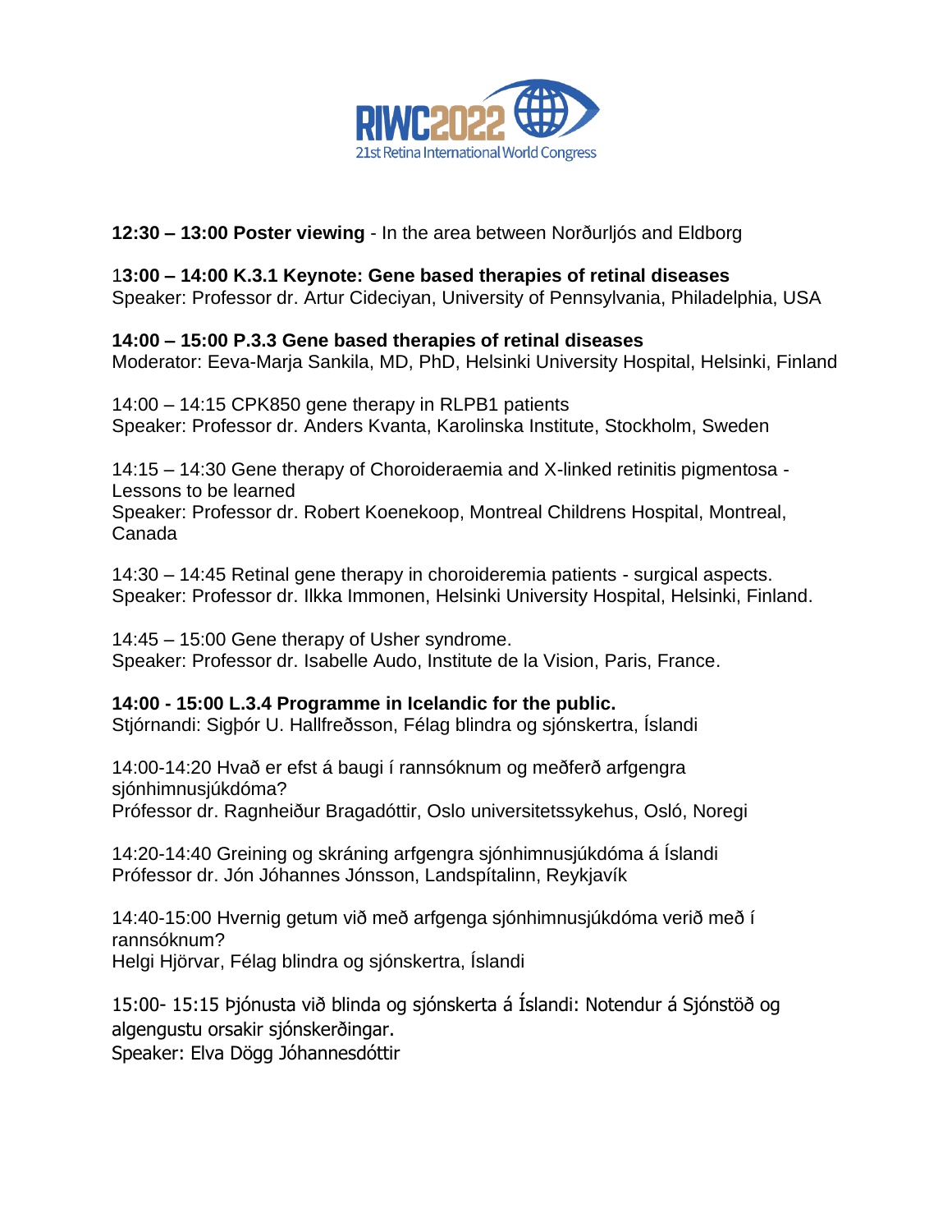**12:30 – 13:00 Poster viewing** - In the area between Norðurljós and Eldborg

**13:00 – 14:00 K.3.1 Keynote: Gene based therapies of retinal diseases**
Speaker: Professor dr. Artur Cideciyan, University of Pennsylvania, Philadelphia, USA

**14:00 – 15:00 P.3.3 Gene based therapies of retinal diseases**
Moderator: Eeva-Marja Sankila, MD, PhD, Helsinki University Hospital, Helsinki, Finland

14:00 – 14:15 CPK850 gene therapy in RLPB1 patients
Speaker: Professor dr. Anders Kvanta, Karolinska Institute, Stockholm, Sweden

14:15 – 14:30 Gene therapy of Choroideraemia and X-linked retinitis pigmentosa - Lessons to be learned
Speaker: Professor dr. Robert Koenekoop, Montreal Childrens Hospital, Montreal, Canada

14:30 – 14:45 Retinal gene therapy in choroideremia patients - surgical aspects.
Speaker: Professor dr. Ilkka Immonen, Helsinki University Hospital, Helsinki, Finland.

14:45 – 15:00 Gene therapy of Usher syndrome.
Speaker: Professor dr. Isabelle Audo, Institute de la Vision, Paris, France.

**14:00 - 15:00 L.3.4 Programme in Icelandic for the public.**
Stjórnandi: Sigþór U. Hallfreðsson, Félag blindra og sjónskertra, Íslandi

14:00-14:20 Hvað er efst á baugi í rannsóknum og meðferð arfgengra sjónhimnusjúkdóma?
Prófessor dr. Ragnheiður Bragadóttir, Oslo universitetssykehus, Osló, Noregi

14:20-14:40 Greining og skráning arfgengra sjónhimnusjúkdóma á Íslandi
Prófessor dr. Jón Jóhannes Jónsson, Landspítalinn, Reykjavík

14:40-15:00 Hvernig getum við með arfgenga sjónhimnusjúkdóma verið með í rannsóknum?
Helgi Hjörvar, Félag blindra og sjónskertra, Íslandi

15:00- 15:15 Þjónusta við blinda og sjónskerta á Íslandi: Notendur á Sjónstöð og algengustu orsakir sjónskerðingar.
Speaker: Elva Dögg Jóhannesdóttir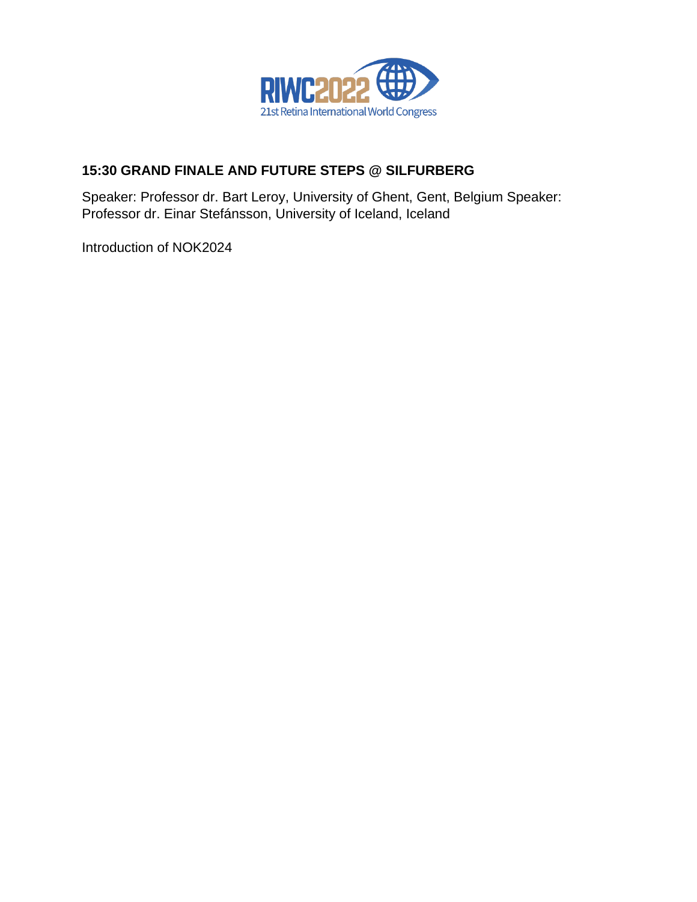### 15:30 GRAND FINALE AND FUTURE STEPS @ SILFURBERG

Speaker: Professor dr. Bart Leroy, University of Ghent, Gent, Belgium Speaker: Professor dr. Einar Stefánsson, University of Iceland, Iceland

Introduction of NOK2024